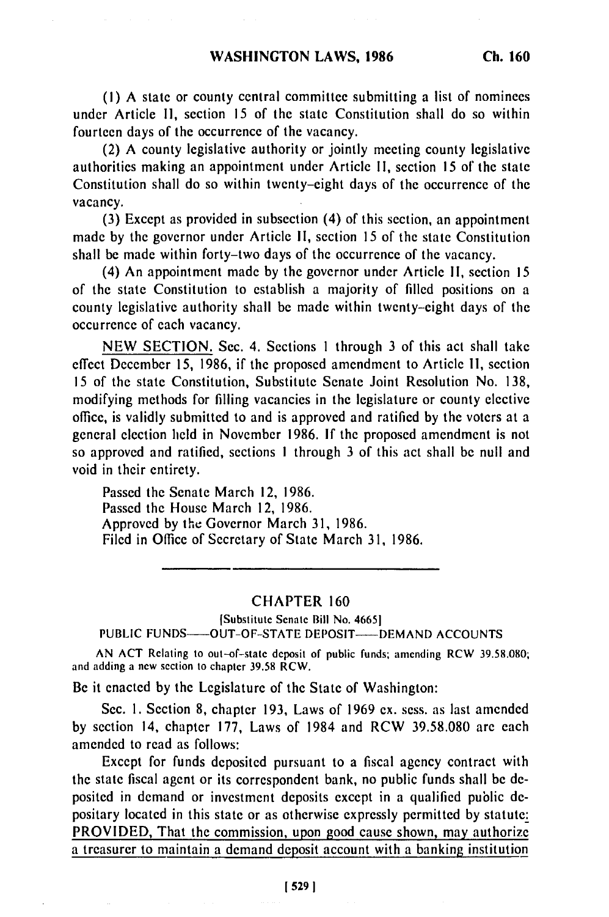(1) A state or county central committee submitting a list of nominees under Article II, section 15 of the state Constitution shall do so within fourteen days of the occurrence of the vacancy.

(2) A county legislative authority or jointly meeting county legislative authorities making an appointment under Article II, section 15 of the state Constitution shall do so within twenty-eight days of the occurrence of the vacancy.

(3) Except as provided in subsection (4) of this section, an appointment made by the governor under Article II, section 15 of the state Constitution shall be made within forty-two days of the occurrence of the vacancy.

(4) An appointment made by the governor under Article II, section 15 of the state Constitution to establish a majority of filled positions on a county legislative authority shall be made within twenty-eight days of the occurrence of each vacancy.

NEW SECTION. Sec. 4. Sections 1 through 3 of this act shall take effect December 15, 1986, if the proposed amendment to Article II, section 15 of the state Constitution, Substitute Senate Joint Resolution No. 138, modifying methods for filling vacancies in the legislature or county elective office, is validly submitted to and is approved and ratified by the voters at a general election held in November 1986. If the proposed amendment is not so approved and ratified, sections 1 through 3 of this act shall be null and void in their entirety.

Passed the Senate March 12, 1986.
Passed the House March 12, 1986.
Approved by the Governor March 31, 1986.
Filed in Office of Secretary of State March 31, 1986.

---

## CHAPTER 160

[Substitute Senate Bill No. 4665]

PUBLIC FUNDS—OUT-OF-STATE DEPOSIT—DEMAND ACCOUNTS

AN ACT Relating to out-of-state deposit of public funds; amending RCW 39.58.080; and adding a new section to chapter 39.58 RCW.

Be it enacted by the Legislature of the State of Washington:

Sec. 1. Section 8, chapter 193, Laws of 1969 ex. sess. as last amended by section 14, chapter 177, Laws of 1984 and RCW 39.58.080 are each amended to read as follows:

Except for funds deposited pursuant to a fiscal agency contract with the state fiscal agent or its correspondent bank, no public funds shall be deposited in demand or investment deposits except in a qualified public depositary located in this state or as otherwise expressly permitted by statute: PROVIDED, That the commission, upon good cause shown, may authorize a treasurer to maintain a demand deposit account with a banking institution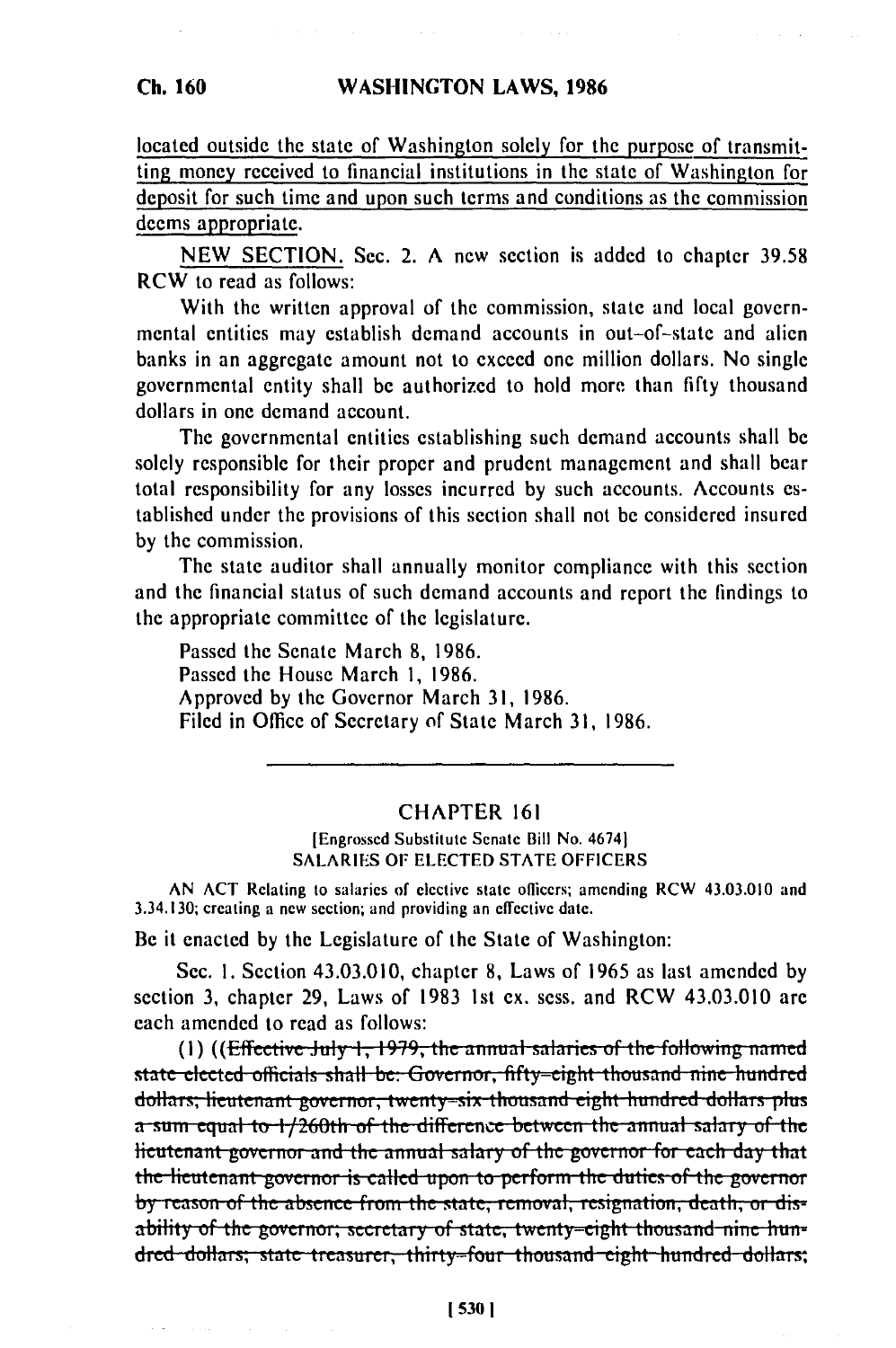located outside the state of Washington solely for the purpose of transmitting money received to financial institutions in the state of Washington for deposit for such time and upon such terms and conditions as the commission deems appropriate.

NEW SECTION. Sec. 2. A new section is added to chapter 39.58 RCW to read as follows:

With the written approval of the commission, state and local governmental entities may establish demand accounts in out-of-state and alien banks in an aggregate amount not to exceed one million dollars. No single governmental entity shall be authorized to hold more than fifty thousand dollars in one demand account.

The governmental entities establishing such demand accounts shall be solely responsible for their proper and prudent management and shall bear total responsibility for any losses incurred by such accounts. Accounts established under the provisions of this section shall not be considered insured by the commission.

The state auditor shall annually monitor compliance with this section and the financial status of such demand accounts and report the findings to the appropriate committee of the legislature.

Passed the Senate March 8, 1986.
Passed the House March 1, 1986.
Approved by the Governor March 31, 1986.
Filed in Office of Secretary of State March 31, 1986.

---

## CHAPTER 161

[Engrossed Substitute Senate Bill No. 4674]

SALARIES OF ELECTED STATE OFFICERS

AN ACT Relating to salaries of elective state officers; amending RCW 43.03.010 and 3.34.130; creating a new section; and providing an effective date.

Be it enacted by the Legislature of the State of Washington:

Sec. 1. Section 43.03.010, chapter 8, Laws of 1965 as last amended by section 3, chapter 29, Laws of 1983 1st ex. sess. and RCW 43.03.010 are each amended to read as follows:

(1) ((~~Effective July 1, 1979, the annual salaries of the following named state elected officials shall be: Governor, fifty-eight thousand nine hundred dollars; lieutenant governor, twenty-six thousand eight hundred dollars plus a sum equal to 1/260th of the difference between the annual salary of the lieutenant governor and the annual salary of the governor for each day that the lieutenant governor is called upon to perform the duties of the governor by reason of the absence from the state, removal, resignation, death, or disability of the governor; secretary of state, twenty-eight thousand nine hundred dollars; state treasurer, thirty-four thousand eight hundred dollars;~~